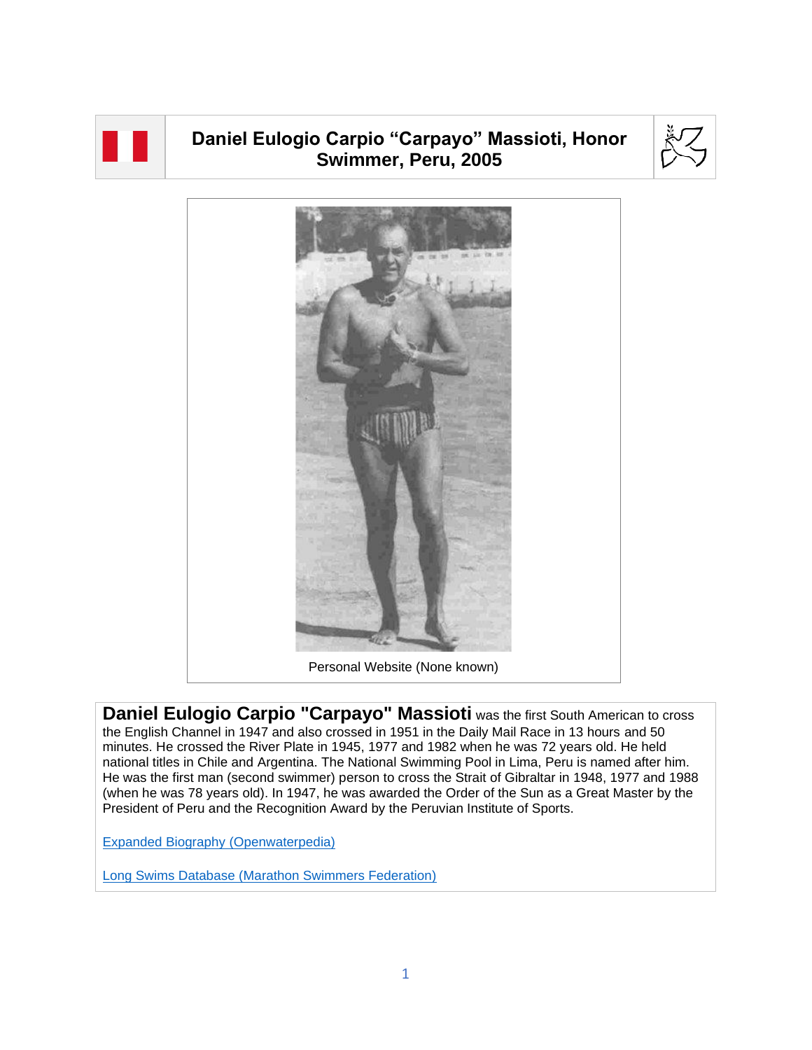# Daniel Eulogio Carpio “Carpayo” Massioti, Honor Swimmer, Peru, 2005

Personal Website (None known)

**Daniel Eulogio Carpio "Carpayo" Massioti** was the first South American to cross the English Channel in 1947 and also crossed in 1951 in the Daily Mail Race in 13 hours and 50 minutes. He crossed the River Plate in 1945, 1977 and 1982 when he was 72 years old. He held national titles in Chile and Argentina. The National Swimming Pool in Lima, Peru is named after him. He was the first man (second swimmer) person to cross the Strait of Gibraltar in 1948, 1977 and 1988 (when he was 78 years old). In 1947, he was awarded the Order of the Sun as a Great Master by the President of Peru and the Recognition Award by the Peruvian Institute of Sports.

[Expanded Biography (Openwaterpedia)]

[Long Swims Database (Marathon Swimmers Federation)]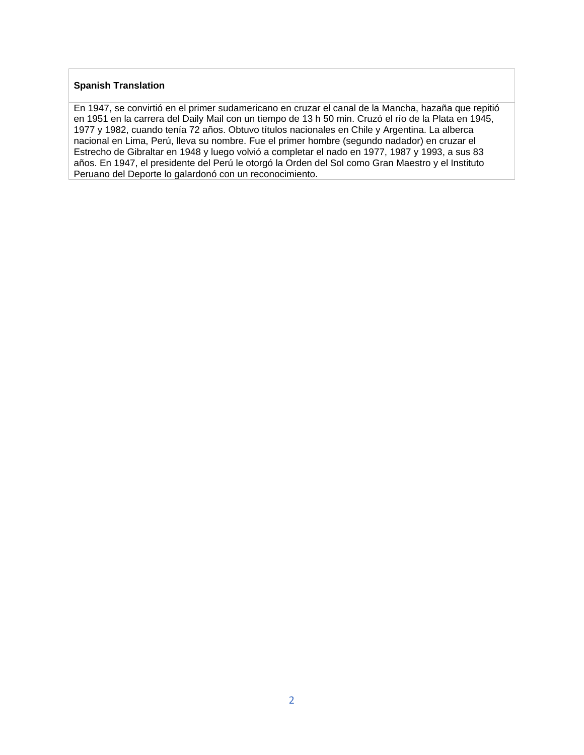| **Spanish Translation** |
|---|
| En 1947, se convirtió en el primer sudamericano en cruzar el canal de la Mancha, hazaña que repitió en 1951 en la carrera del Daily Mail con un tiempo de 13 h 50 min. Cruzó el río de la Plata en 1945, 1977 y 1982, cuando tenía 72 años. Obtuvo títulos nacionales en Chile y Argentina. La alberca nacional en Lima, Perú, lleva su nombre. Fue el primer hombre (segundo nadador) en cruzar el Estrecho de Gibraltar en 1948 y luego volvió a completar el nado en 1977, 1987 y 1993, a sus 83 años. En 1947, el presidente del Perú le otorgó la Orden del Sol como Gran Maestro y el Instituto Peruano del Deporte lo galardonó con un reconocimiento. |